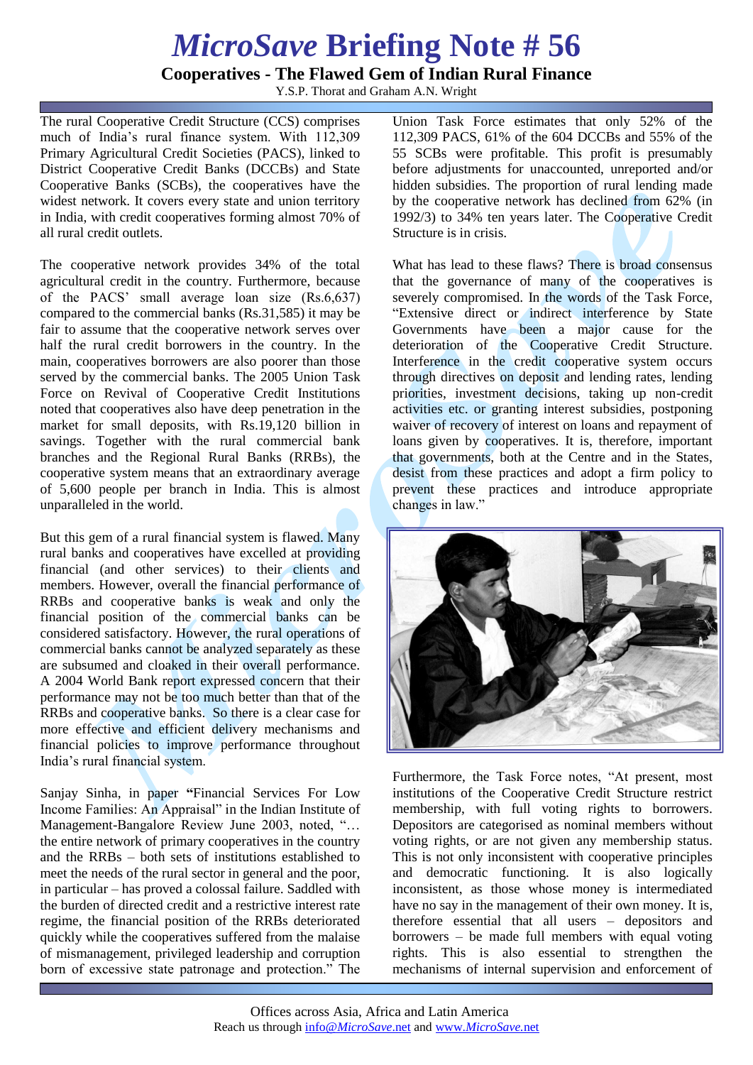# *MicroSave* Briefing Note # 56

## Cooperatives - The Flawed Gem of Indian Rural Finance

Y.S.P. Thorat and Graham A.N. Wright

The rural Cooperative Credit Structure (CCS) comprises much of India's rural finance system. With 112,309 Primary Agricultural Credit Societies (PACS), linked to District Cooperative Credit Banks (DCCBs) and State Cooperative Banks (SCBs), the cooperatives have the widest network. It covers every state and union territory in India, with credit cooperatives forming almost 70% of all rural credit outlets.

The cooperative network provides 34% of the total agricultural credit in the country. Furthermore, because of the PACS' small average loan size (Rs.6,637) compared to the commercial banks (Rs.31,585) it may be fair to assume that the cooperative network serves over half the rural credit borrowers in the country. In the main, cooperatives borrowers are also poorer than those served by the commercial banks. The 2005 Union Task Force on Revival of Cooperative Credit Institutions noted that cooperatives also have deep penetration in the market for small deposits, with Rs.19,120 billion in savings. Together with the rural commercial bank branches and the Regional Rural Banks (RRBs), the cooperative system means that an extraordinary average of 5,600 people per branch in India. This is almost unparalleled in the world.

But this gem of a rural financial system is flawed. Many rural banks and cooperatives have excelled at providing financial (and other services) to their clients and members. However, overall the financial performance of RRBs and cooperative banks is weak and only the financial position of the commercial banks can be considered satisfactory. However, the rural operations of commercial banks cannot be analyzed separately as these are subsumed and cloaked in their overall performance. A 2004 World Bank report expressed concern that their performance may not be too much better than that of the RRBs and cooperative banks. So there is a clear case for more effective and efficient delivery mechanisms and financial policies to improve performance throughout India's rural financial system.

Sanjay Sinha, in paper **"**Financial Services For Low Income Families: An Appraisal" in the Indian Institute of Management-Bangalore Review June 2003, noted, "… the entire network of primary cooperatives in the country and the RRBs – both sets of institutions established to meet the needs of the rural sector in general and the poor, in particular – has proved a colossal failure. Saddled with the burden of directed credit and a restrictive interest rate regime, the financial position of the RRBs deteriorated quickly while the cooperatives suffered from the malaise of mismanagement, privileged leadership and corruption born of excessive state patronage and protection." The Union Task Force estimates that only 52% of the 112,309 PACS, 61% of the 604 DCCBs and 55% of the 55 SCBs were profitable. This profit is presumably before adjustments for unaccounted, unreported and/or hidden subsidies. The proportion of rural lending made by the cooperative network has declined from 62% (in 1992/3) to 34% ten years later. The Cooperative Credit Structure is in crisis.

What has lead to these flaws? There is broad consensus that the governance of many of the cooperatives is severely compromised. In the words of the Task Force, "Extensive direct or indirect interference by State Governments have been a major cause for the deterioration of the Cooperative Credit Structure. Interference in the credit cooperative system occurs through directives on deposit and lending rates, lending priorities, investment decisions, taking up non-credit activities etc. or granting interest subsidies, postponing waiver of recovery of interest on loans and repayment of loans given by cooperatives. It is, therefore, important that governments, both at the Centre and in the States, desist from these practices and adopt a firm policy to prevent these practices and introduce appropriate changes in law."

Furthermore, the Task Force notes, "At present, most institutions of the Cooperative Credit Structure restrict membership, with full voting rights to borrowers. Depositors are categorised as nominal members without voting rights, or are not given any membership status. This is not only inconsistent with cooperative principles and democratic functioning. It is also logically inconsistent, as those whose money is intermediated have no say in the management of their own money. It is, therefore essential that all users – depositors and borrowers – be made full members with equal voting rights. This is also essential to strengthen the mechanisms of internal supervision and enforcement of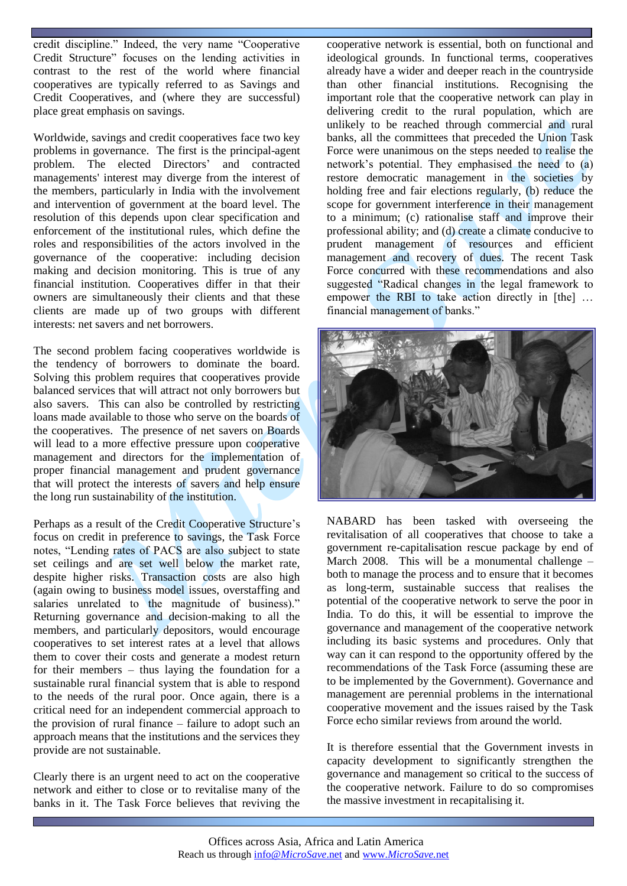credit discipline." Indeed, the very name "Cooperative Credit Structure" focuses on the lending activities in contrast to the rest of the world where financial cooperatives are typically referred to as Savings and Credit Cooperatives, and (where they are successful) place great emphasis on savings.

Worldwide, savings and credit cooperatives face two key problems in governance. The first is the principal-agent problem. The elected Directors' and contracted managements' interest may diverge from the interest of the members, particularly in India with the involvement and intervention of government at the board level. The resolution of this depends upon clear specification and enforcement of the institutional rules, which define the roles and responsibilities of the actors involved in the governance of the cooperative: including decision making and decision monitoring. This is true of any financial institution. Cooperatives differ in that their owners are simultaneously their clients and that these clients are made up of two groups with different interests: net savers and net borrowers.

The second problem facing cooperatives worldwide is the tendency of borrowers to dominate the board. Solving this problem requires that cooperatives provide balanced services that will attract not only borrowers but also savers. This can also be controlled by restricting loans made available to those who serve on the boards of the cooperatives. The presence of net savers on Boards will lead to a more effective pressure upon cooperative management and directors for the implementation of proper financial management and prudent governance that will protect the interests of savers and help ensure the long run sustainability of the institution.

Perhaps as a result of the Credit Cooperative Structure's focus on credit in preference to savings, the Task Force notes, "Lending rates of PACS are also subject to state set ceilings and are set well below the market rate, despite higher risks. Transaction costs are also high (again owing to business model issues, overstaffing and salaries unrelated to the magnitude of business)." Returning governance and decision-making to all the members, and particularly depositors, would encourage cooperatives to set interest rates at a level that allows them to cover their costs and generate a modest return for their members – thus laying the foundation for a sustainable rural financial system that is able to respond to the needs of the rural poor. Once again, there is a critical need for an independent commercial approach to the provision of rural finance – failure to adopt such an approach means that the institutions and the services they provide are not sustainable.

Clearly there is an urgent need to act on the cooperative network and either to close or to revitalise many of the banks in it. The Task Force believes that reviving the cooperative network is essential, both on functional and ideological grounds. In functional terms, cooperatives already have a wider and deeper reach in the countryside than other financial institutions. Recognising the important role that the cooperative network can play in delivering credit to the rural population, which are unlikely to be reached through commercial and rural banks, all the committees that preceded the Union Task Force were unanimous on the steps needed to realise the network's potential. They emphasised the need to (a) restore democratic management in the societies by holding free and fair elections regularly, (b) reduce the scope for government interference in their management to a minimum; (c) rationalise staff and improve their professional ability; and (d) create a climate conducive to prudent management of resources and efficient management and recovery of dues. The recent Task Force concurred with these recommendations and also suggested "Radical changes in the legal framework to empower the RBI to take action directly in [the] … financial management of banks."

NABARD has been tasked with overseeing the revitalisation of all cooperatives that choose to take a government re-capitalisation rescue package by end of March 2008. This will be a monumental challenge – both to manage the process and to ensure that it becomes as long-term, sustainable success that realises the potential of the cooperative network to serve the poor in India. To do this, it will be essential to improve the governance and management of the cooperative network including its basic systems and procedures. Only that way can it can respond to the opportunity offered by the recommendations of the Task Force (assuming these are to be implemented by the Government). Governance and management are perennial problems in the international cooperative movement and the issues raised by the Task Force echo similar reviews from around the world.

It is therefore essential that the Government invests in capacity development to significantly strengthen the governance and management so critical to the success of the cooperative network. Failure to do so compromises the massive investment in recapitalising it.

Offices across Asia, Africa and Latin America
Reach us through info@*MicroSave*.net and www.*MicroSave*.net